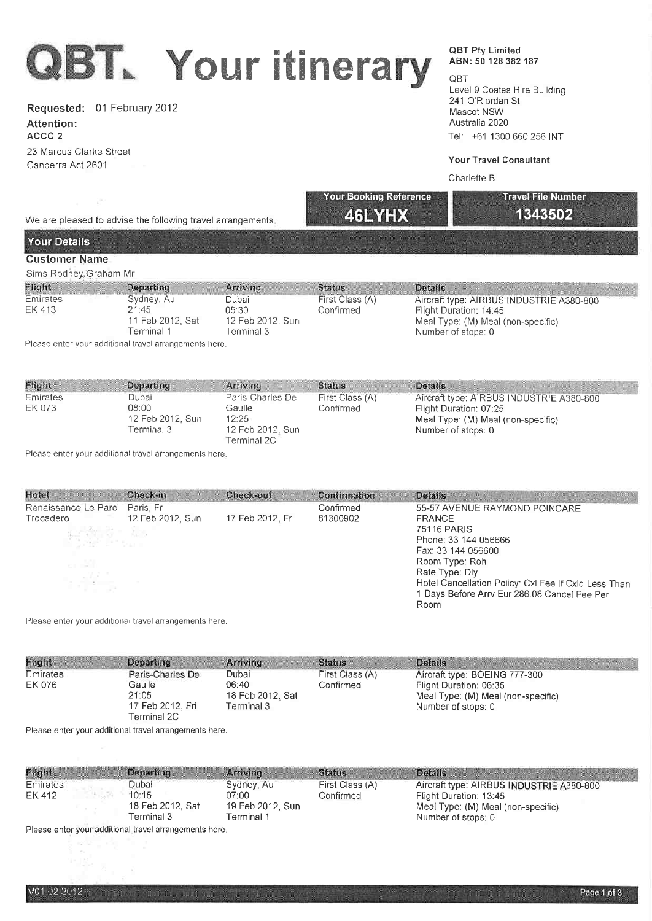# QBT. Your itinerary

**QBT Pty Limited**
**ABN: 50 128 382 187**

QBT
Level 9 Coates Hire Building
241 O'Riordan St
Mascot NSW
Australia 2020
Tel: +61 1300 660 256 INT

**Your Travel Consultant**

Charlette B

**Requested:** 01 February 2012

**Attention:**
**ACCC 2**

23 Marcus Clarke Street
Canberra Act 2601

| Your Booking Reference | Travel File Number |
|---|---|
| **46LYHX** | **1343502** |

We are pleased to advise the following travel arrangements.

## Your Details

**Customer Name**

Sims Rodney Graham Mr

| Flight | Departing | Arriving | Status | Details |
|---|---|---|---|---|
| Emirates EK 413 | Sydney, Au 21:45 11 Feb 2012, Sat Terminal 1 | Dubai 05:30 12 Feb 2012, Sun Terminal 3 | First Class (A) Confirmed | Aircraft type: AIRBUS INDUSTRIE A380-800 Flight Duration: 14:45 Meal Type: (M) Meal (non-specific) Number of stops: 0 |

Please enter your additional travel arrangements here.

| Flight | Departing | Arriving | Status | Details |
|---|---|---|---|---|
| Emirates EK 073 | Dubai 08:00 12 Feb 2012, Sun Terminal 3 | Paris-Charles De Gaulle 12:25 12 Feb 2012, Sun Terminal 2C | First Class (A) Confirmed | Aircraft type: AIRBUS INDUSTRIE A380-800 Flight Duration: 07:25 Meal Type: (M) Meal (non-specific) Number of stops: 0 |

Please enter your additional travel arrangements here.

| Hotel | Check-in | Check-out | Confirmation | Details |
|---|---|---|---|---|
| Renaissance Le Parc Trocadero | Paris, Fr 12 Feb 2012, Sun | 17 Feb 2012, Fri | Confirmed 81300902 | 55-57 AVENUE RAYMOND POINCARE FRANCE 75116 PARIS Phone: 33 144 056666 Fax: 33 144 056600 Room Type: Roh Rate Type: Dly Hotel Cancellation Policy: Cxl Fee If Cxld Less Than 1 Days Before Arrv Eur 286.08 Cancel Fee Per Room |

Please enter your additional travel arrangements here.

| Flight | Departing | Arriving | Status | Details |
|---|---|---|---|---|
| Emirates EK 076 | Paris-Charles De Gaulle 21:05 17 Feb 2012, Fri Terminal 2C | Dubai 06:40 18 Feb 2012, Sat Terminal 3 | First Class (A) Confirmed | Aircraft type: BOEING 777-300 Flight Duration: 06:35 Meal Type: (M) Meal (non-specific) Number of stops: 0 |

Please enter your additional travel arrangements here.

| Flight | Departing | Arriving | Status | Details |
|---|---|---|---|---|
| Emirates EK 412 | Dubai 10:15 18 Feb 2012, Sat Terminal 3 | Sydney, Au 07:00 19 Feb 2012, Sun Terminal 1 | First Class (A) Confirmed | Aircraft type: AIRBUS INDUSTRIE A380-800 Flight Duration: 13:45 Meal Type: (M) Meal (non-specific) Number of stops: 0 |

Please enter your additional travel arrangements here.

V01.02.2012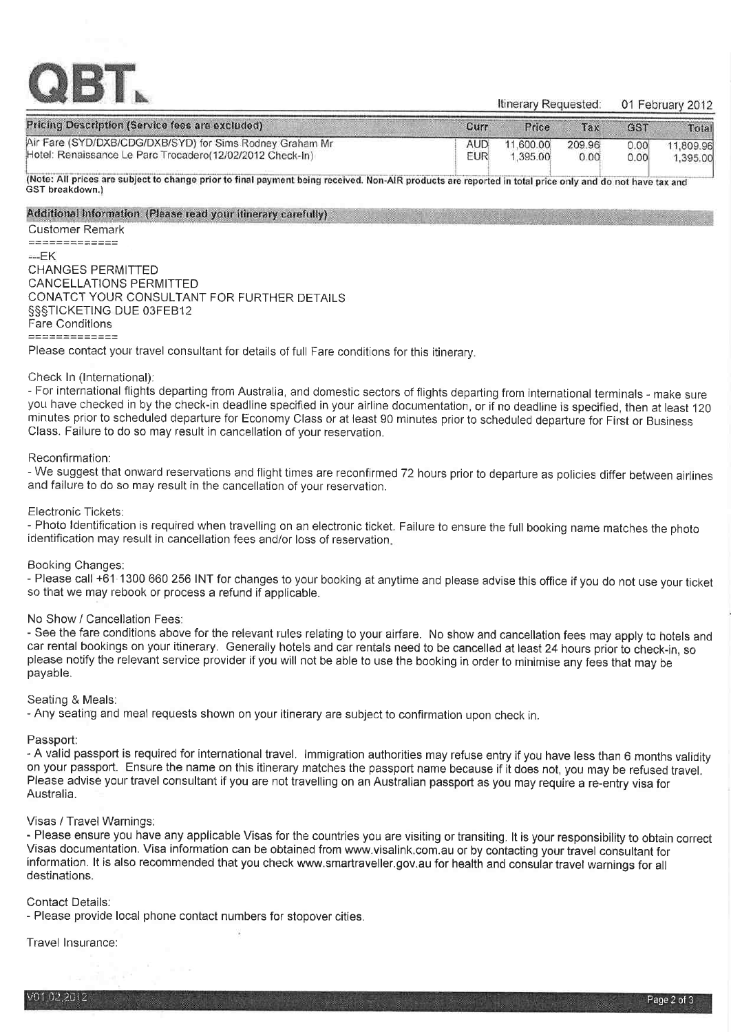# QBT

Itinerary Requested: 01 February 2012

| Pricing Description (Service fees are excluded) | Curr | Price | Tax | GST | Total |
|---|---|---|---|---|---|
| Air Fare (SYD/DXB/CDG/DXB/SYD) for Sims Rodney Graham Mr | AUD | 11,600.00 | 209.96 | 0.00 | 11,809.96 |
| Hotel: Renaissance Le Parc Trocadero(12/02/2012 Check-In) | EUR | 1,395.00 | 0.00 | 0.00 | 1,395.00 |

(Note: All prices are subject to change prior to final payment being received. Non-AIR products are reported in total price only and do not have tax and GST breakdown.)

## Additional Information (Please read your itinerary carefully)

Customer Remark

============

---EK
CHANGES PERMITTED
CANCELLATIONS PERMITTED
CONATCT YOUR CONSULTANT FOR FURTHER DETAILS
§§§TICKETING DUE 03FEB12

Fare Conditions

============

Please contact your travel consultant for details of full Fare conditions for this itinerary.

Check In (International):

- For international flights departing from Australia, and domestic sectors of flights departing from international terminals - make sure you have checked in by the check-in deadline specified in your airline documentation, or if no deadline is specified, then at least 120 minutes prior to scheduled departure for Economy Class or at least 90 minutes prior to scheduled departure for First or Business Class. Failure to do so may result in cancellation of your reservation.

Reconfirmation:

- We suggest that onward reservations and flight times are reconfirmed 72 hours prior to departure as policies differ between airlines and failure to do so may result in the cancellation of your reservation.

Electronic Tickets:

- Photo Identification is required when travelling on an electronic ticket. Failure to ensure the full booking name matches the photo identification may result in cancellation fees and/or loss of reservation.

Booking Changes:

- Please call +61 1300 660 256 INT for changes to your booking at anytime and please advise this office if you do not use your ticket so that we may rebook or process a refund if applicable.

No Show / Cancellation Fees:

- See the fare conditions above for the relevant rules relating to your airfare. No show and cancellation fees may apply to hotels and car rental bookings on your itinerary. Generally hotels and car rentals need to be cancelled at least 24 hours prior to check-in, so please notify the relevant service provider if you will not be able to use the booking in order to minimise any fees that may be payable.

Seating & Meals:

- Any seating and meal requests shown on your itinerary are subject to confirmation upon check in.

Passport:

- A valid passport is required for international travel. Immigration authorities may refuse entry if you have less than 6 months validity on your passport. Ensure the name on this itinerary matches the passport name because if it does not, you may be refused travel. Please advise your travel consultant if you are not travelling on an Australian passport as you may require a re-entry visa for Australia.

Visas / Travel Warnings:

- Please ensure you have any applicable Visas for the countries you are visiting or transiting. It is your responsibility to obtain correct Visas documentation. Visa information can be obtained from www.visalink.com.au or by contacting your travel consultant for information. It is also recommended that you check www.smartraveller.gov.au for health and consular travel warnings for all destinations.

Contact Details:

- Please provide local phone contact numbers for stopover cities.

Travel Insurance: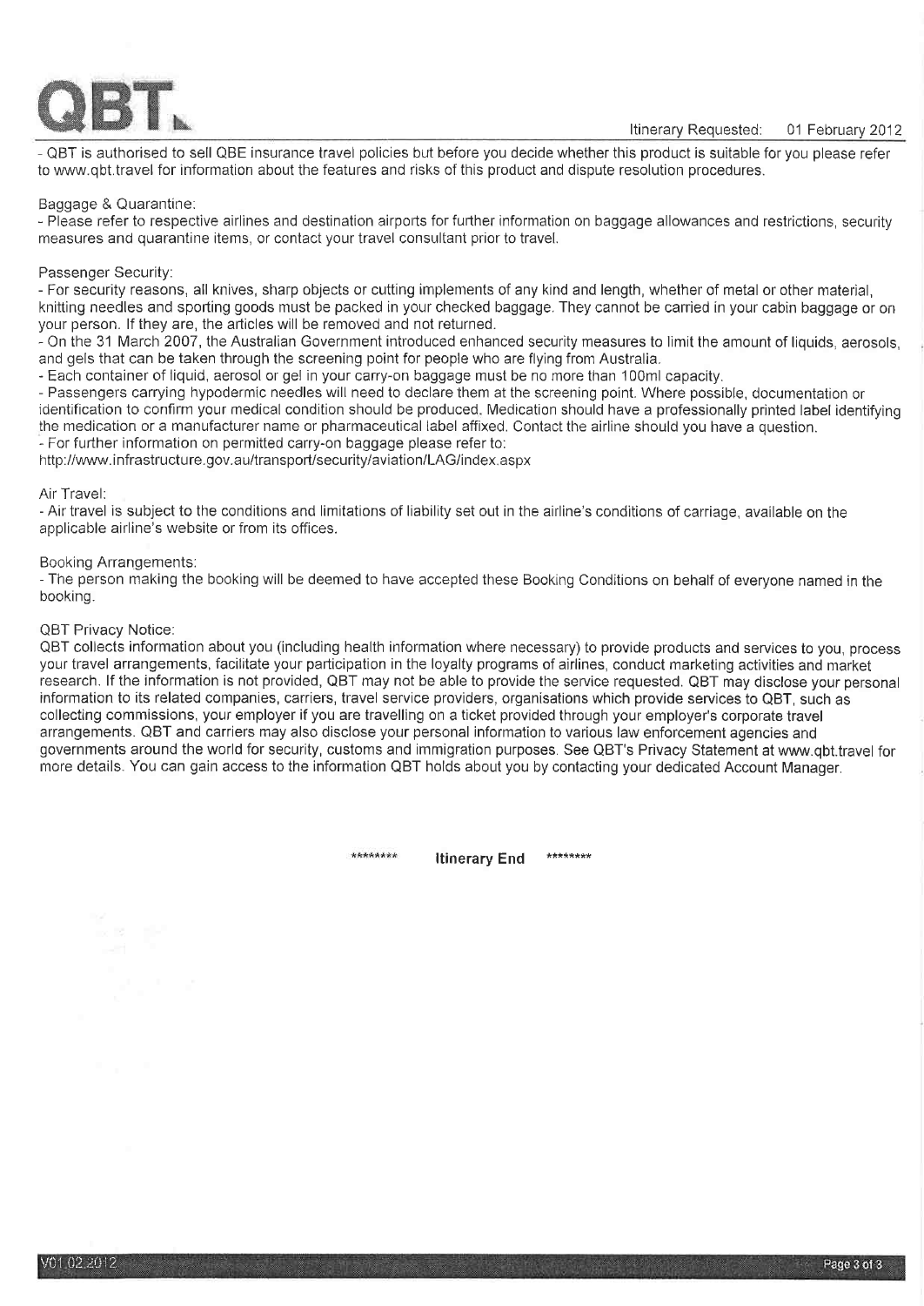- QBT is authorised to sell QBE insurance travel policies but before you decide whether this product is suitable for you please refer to www.qbt.travel for information about the features and risks of this product and dispute resolution procedures.

Baggage & Quarantine:

- Please refer to respective airlines and destination airports for further information on baggage allowances and restrictions, security measures and quarantine items, or contact your travel consultant prior to travel.

Passenger Security:

- For security reasons, all knives, sharp objects or cutting implements of any kind and length, whether of metal or other material, knitting needles and sporting goods must be packed in your checked baggage. They cannot be carried in your cabin baggage or on your person. If they are, the articles will be removed and not returned.
- On the 31 March 2007, the Australian Government introduced enhanced security measures to limit the amount of liquids, aerosols, and gels that can be taken through the screening point for people who are flying from Australia.
- Each container of liquid, aerosol or gel in your carry-on baggage must be no more than 100ml capacity.
- Passengers carrying hypodermic needles will need to declare them at the screening point. Where possible, documentation or identification to confirm your medical condition should be produced. Medication should have a professionally printed label identifying the medication or a manufacturer name or pharmaceutical label affixed. Contact the airline should you have a question.
- For further information on permitted carry-on baggage please refer to:

http://www.infrastructure.gov.au/transport/security/aviation/LAG/index.aspx

Air Travel:

- Air travel is subject to the conditions and limitations of liability set out in the airline's conditions of carriage, available on the applicable airline's website or from its offices.

Booking Arrangements:

- The person making the booking will be deemed to have accepted these Booking Conditions on behalf of everyone named in the booking.

QBT Privacy Notice:

QBT collects information about you (including health information where necessary) to provide products and services to you, process your travel arrangements, facilitate your participation in the loyalty programs of airlines, conduct marketing activities and market research. If the information is not provided, QBT may not be able to provide the service requested. QBT may disclose your personal information to its related companies, carriers, travel service providers, organisations which provide services to QBT, such as collecting commissions, your employer if you are travelling on a ticket provided through your employer's corporate travel arrangements. QBT and carriers may also disclose your personal information to various law enforcement agencies and governments around the world for security, customs and immigration purposes. See QBT's Privacy Statement at www.qbt.travel for more details. You can gain access to the information QBT holds about you by contacting your dedicated Account Manager.

******** **Itinerary End** ********